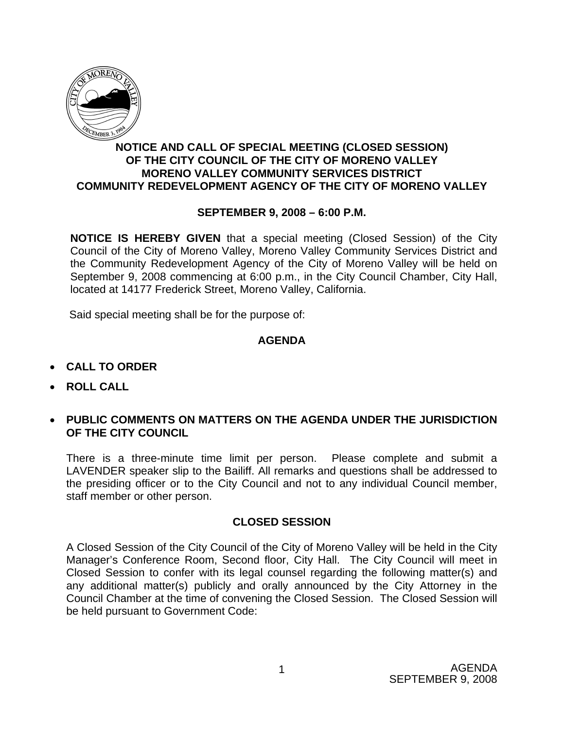# NOTICE AND CALL OF SPECIAL MEETING (CLOSED SESSION) OF THE CITY COUNCIL OF THE CITY OF MORENO VALLEY MORENO VALLEY COMMUNITY SERVICES DISTRICT COMMUNITY REDEVELOPMENT AGENCY OF THE CITY OF MORENO VALLEY

**SEPTEMBER 9, 2008 – 6:00 P.M.**

**NOTICE IS HEREBY GIVEN** that a special meeting (Closed Session) of the City Council of the City of Moreno Valley, Moreno Valley Community Services District and the Community Redevelopment Agency of the City of Moreno Valley will be held on September 9, 2008 commencing at 6:00 p.m., in the City Council Chamber, City Hall, located at 14177 Frederick Street, Moreno Valley, California.

Said special meeting shall be for the purpose of:

## AGENDA

- **CALL TO ORDER**
- **ROLL CALL**
- **PUBLIC COMMENTS ON MATTERS ON THE AGENDA UNDER THE JURISDICTION OF THE CITY COUNCIL**

There is a three-minute time limit per person. Please complete and submit a LAVENDER speaker slip to the Bailiff. All remarks and questions shall be addressed to the presiding officer or to the City Council and not to any individual Council member, staff member or other person.

## CLOSED SESSION

A Closed Session of the City Council of the City of Moreno Valley will be held in the City Manager's Conference Room, Second floor, City Hall. The City Council will meet in Closed Session to confer with its legal counsel regarding the following matter(s) and any additional matter(s) publicly and orally announced by the City Attorney in the Council Chamber at the time of convening the Closed Session. The Closed Session will be held pursuant to Government Code: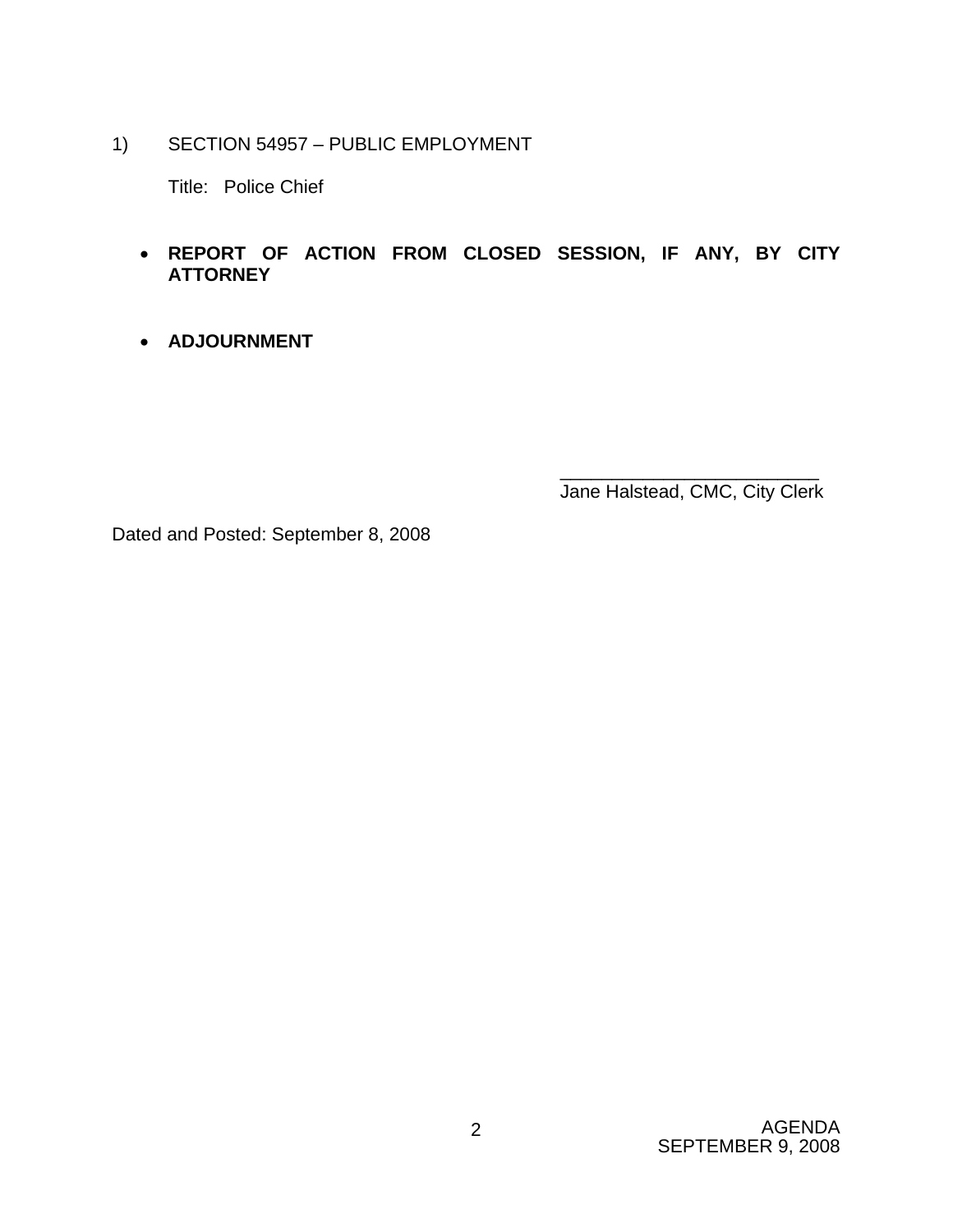1) SECTION 54957 – PUBLIC EMPLOYMENT

Title: Police Chief

- **REPORT OF ACTION FROM CLOSED SESSION, IF ANY, BY CITY ATTORNEY**

- **ADJOURNMENT**

\_\_\_\_\_\_\_\_\_\_\_\_\_\_\_\_\_\_\_\_\_\_\_\_\_\_
Jane Halstead, CMC, City Clerk

Dated and Posted: September 8, 2008